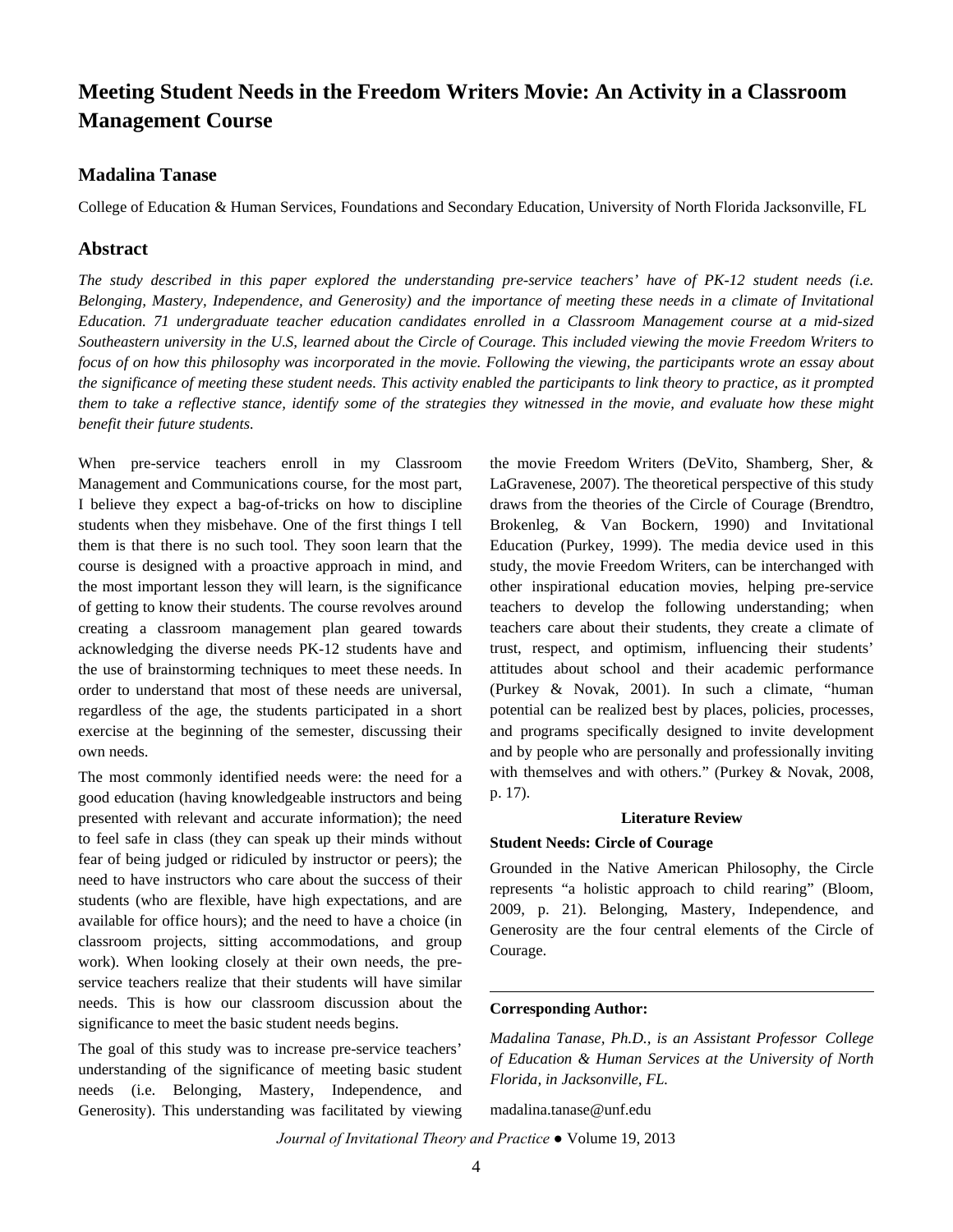# Meeting Student Needs in the Freedom Writers Movie: An Activity in a Classroom Management Course

## Madalina Tanase

College of Education & Human Services, Foundations and Secondary Education, University of North Florida Jacksonville, FL

## Abstract

*The study described in this paper explored the understanding pre-service teachers' have of PK-12 student needs (i.e. Belonging, Mastery, Independence, and Generosity) and the importance of meeting these needs in a climate of Invitational Education. 71 undergraduate teacher education candidates enrolled in a Classroom Management course at a mid-sized Southeastern university in the U.S, learned about the Circle of Courage. This included viewing the movie Freedom Writers to focus of on how this philosophy was incorporated in the movie. Following the viewing, the participants wrote an essay about the significance of meeting these student needs. This activity enabled the participants to link theory to practice, as it prompted them to take a reflective stance, identify some of the strategies they witnessed in the movie, and evaluate how these might benefit their future students.*

When pre-service teachers enroll in my Classroom Management and Communications course, for the most part, I believe they expect a bag-of-tricks on how to discipline students when they misbehave. One of the first things I tell them is that there is no such tool. They soon learn that the course is designed with a proactive approach in mind, and the most important lesson they will learn, is the significance of getting to know their students. The course revolves around creating a classroom management plan geared towards acknowledging the diverse needs PK-12 students have and the use of brainstorming techniques to meet these needs. In order to understand that most of these needs are universal, regardless of the age, the students participated in a short exercise at the beginning of the semester, discussing their own needs.

The most commonly identified needs were: the need for a good education (having knowledgeable instructors and being presented with relevant and accurate information); the need to feel safe in class (they can speak up their minds without fear of being judged or ridiculed by instructor or peers); the need to have instructors who care about the success of their students (who are flexible, have high expectations, and are available for office hours); and the need to have a choice (in classroom projects, sitting accommodations, and group work). When looking closely at their own needs, the pre-service teachers realize that their students will have similar needs. This is how our classroom discussion about the significance to meet the basic student needs begins.

The goal of this study was to increase pre-service teachers' understanding of the significance of meeting basic student needs (i.e. Belonging, Mastery, Independence, and Generosity). This understanding was facilitated by viewing the movie Freedom Writers (DeVito, Shamberg, Sher, & LaGravenese, 2007). The theoretical perspective of this study draws from the theories of the Circle of Courage (Brendtro, Brokenleg, & Van Bockern, 1990) and Invitational Education (Purkey, 1999). The media device used in this study, the movie Freedom Writers, can be interchanged with other inspirational education movies, helping pre-service teachers to develop the following understanding; when teachers care about their students, they create a climate of trust, respect, and optimism, influencing their students' attitudes about school and their academic performance (Purkey & Novak, 2001). In such a climate, "human potential can be realized best by places, policies, processes, and programs specifically designed to invite development and by people who are personally and professionally inviting with themselves and with others." (Purkey & Novak, 2008, p. 17).

### Literature Review

**Student Needs: Circle of Courage**

Grounded in the Native American Philosophy, the Circle represents "a holistic approach to child rearing" (Bloom, 2009, p. 21). Belonging, Mastery, Independence, and Generosity are the four central elements of the Circle of Courage.

---

**Corresponding Author:**

*Madalina Tanase, Ph.D., is an Assistant Professor College of Education & Human Services at the University of North Florida, in Jacksonville, FL.*

madalina.tanase@unf.edu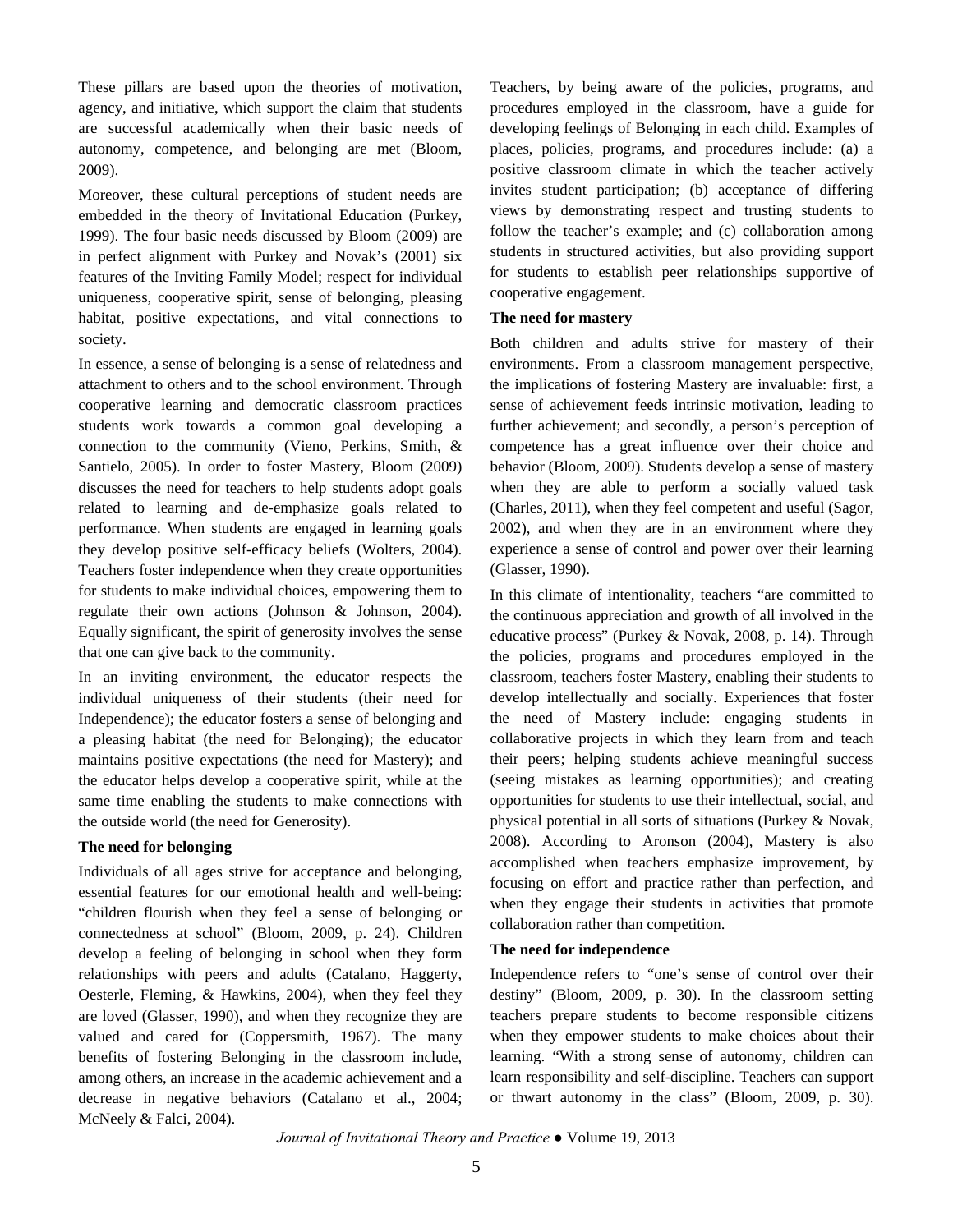These pillars are based upon the theories of motivation, agency, and initiative, which support the claim that students are successful academically when their basic needs of autonomy, competence, and belonging are met (Bloom, 2009).

Moreover, these cultural perceptions of student needs are embedded in the theory of Invitational Education (Purkey, 1999). The four basic needs discussed by Bloom (2009) are in perfect alignment with Purkey and Novak's (2001) six features of the Inviting Family Model; respect for individual uniqueness, cooperative spirit, sense of belonging, pleasing habitat, positive expectations, and vital connections to society.

In essence, a sense of belonging is a sense of relatedness and attachment to others and to the school environment. Through cooperative learning and democratic classroom practices students work towards a common goal developing a connection to the community (Vieno, Perkins, Smith, & Santielo, 2005). In order to foster Mastery, Bloom (2009) discusses the need for teachers to help students adopt goals related to learning and de-emphasize goals related to performance. When students are engaged in learning goals they develop positive self-efficacy beliefs (Wolters, 2004). Teachers foster independence when they create opportunities for students to make individual choices, empowering them to regulate their own actions (Johnson & Johnson, 2004). Equally significant, the spirit of generosity involves the sense that one can give back to the community.

In an inviting environment, the educator respects the individual uniqueness of their students (their need for Independence); the educator fosters a sense of belonging and a pleasing habitat (the need for Belonging); the educator maintains positive expectations (the need for Mastery); and the educator helps develop a cooperative spirit, while at the same time enabling the students to make connections with the outside world (the need for Generosity).

**The need for belonging**

Individuals of all ages strive for acceptance and belonging, essential features for our emotional health and well-being: "children flourish when they feel a sense of belonging or connectedness at school" (Bloom, 2009, p. 24). Children develop a feeling of belonging in school when they form relationships with peers and adults (Catalano, Haggerty, Oesterle, Fleming, & Hawkins, 2004), when they feel they are loved (Glasser, 1990), and when they recognize they are valued and cared for (Coppersmith, 1967). The many benefits of fostering Belonging in the classroom include, among others, an increase in the academic achievement and a decrease in negative behaviors (Catalano et al., 2004; McNeely & Falci, 2004).

Teachers, by being aware of the policies, programs, and procedures employed in the classroom, have a guide for developing feelings of Belonging in each child. Examples of places, policies, programs, and procedures include: (a) a positive classroom climate in which the teacher actively invites student participation; (b) acceptance of differing views by demonstrating respect and trusting students to follow the teacher's example; and (c) collaboration among students in structured activities, but also providing support for students to establish peer relationships supportive of cooperative engagement.

**The need for mastery**

Both children and adults strive for mastery of their environments. From a classroom management perspective, the implications of fostering Mastery are invaluable: first, a sense of achievement feeds intrinsic motivation, leading to further achievement; and secondly, a person's perception of competence has a great influence over their choice and behavior (Bloom, 2009). Students develop a sense of mastery when they are able to perform a socially valued task (Charles, 2011), when they feel competent and useful (Sagor, 2002), and when they are in an environment where they experience a sense of control and power over their learning (Glasser, 1990).

In this climate of intentionality, teachers "are committed to the continuous appreciation and growth of all involved in the educative process" (Purkey & Novak, 2008, p. 14). Through the policies, programs and procedures employed in the classroom, teachers foster Mastery, enabling their students to develop intellectually and socially. Experiences that foster the need of Mastery include: engaging students in collaborative projects in which they learn from and teach their peers; helping students achieve meaningful success (seeing mistakes as learning opportunities); and creating opportunities for students to use their intellectual, social, and physical potential in all sorts of situations (Purkey & Novak, 2008). According to Aronson (2004), Mastery is also accomplished when teachers emphasize improvement, by focusing on effort and practice rather than perfection, and when they engage their students in activities that promote collaboration rather than competition.

**The need for independence**

Independence refers to "one's sense of control over their destiny" (Bloom, 2009, p. 30). In the classroom setting teachers prepare students to become responsible citizens when they empower students to make choices about their learning. "With a strong sense of autonomy, children can learn responsibility and self-discipline. Teachers can support or thwart autonomy in the class" (Bloom, 2009, p. 30).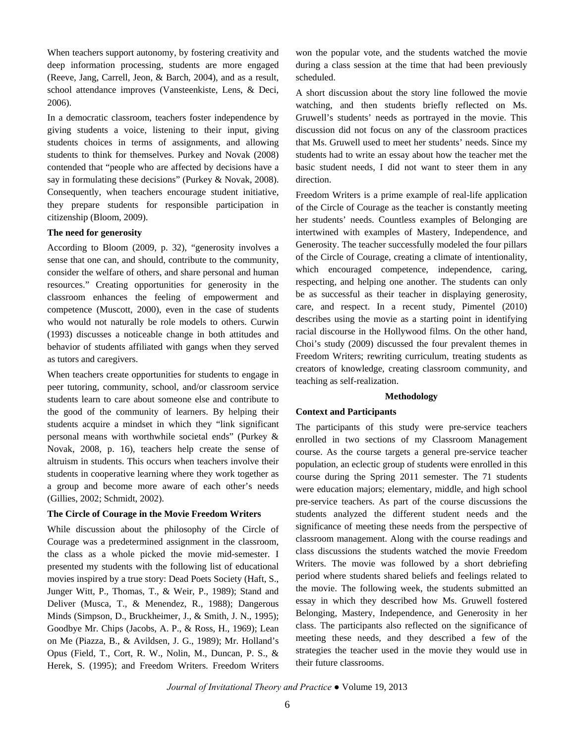When teachers support autonomy, by fostering creativity and deep information processing, students are more engaged (Reeve, Jang, Carrell, Jeon, & Barch, 2004), and as a result, school attendance improves (Vansteenkiste, Lens, & Deci, 2006).

In a democratic classroom, teachers foster independence by giving students a voice, listening to their input, giving students choices in terms of assignments, and allowing students to think for themselves. Purkey and Novak (2008) contended that "people who are affected by decisions have a say in formulating these decisions" (Purkey & Novak, 2008). Consequently, when teachers encourage student initiative, they prepare students for responsible participation in citizenship (Bloom, 2009).

**The need for generosity**

According to Bloom (2009, p. 32), "generosity involves a sense that one can, and should, contribute to the community, consider the welfare of others, and share personal and human resources." Creating opportunities for generosity in the classroom enhances the feeling of empowerment and competence (Muscott, 2000), even in the case of students who would not naturally be role models to others. Curwin (1993) discusses a noticeable change in both attitudes and behavior of students affiliated with gangs when they served as tutors and caregivers.

When teachers create opportunities for students to engage in peer tutoring, community, school, and/or classroom service students learn to care about someone else and contribute to the good of the community of learners. By helping their students acquire a mindset in which they "link significant personal means with worthwhile societal ends" (Purkey & Novak, 2008, p. 16), teachers help create the sense of altruism in students. This occurs when teachers involve their students in cooperative learning where they work together as a group and become more aware of each other's needs (Gillies, 2002; Schmidt, 2002).

**The Circle of Courage in the Movie Freedom Writers**

While discussion about the philosophy of the Circle of Courage was a predetermined assignment in the classroom, the class as a whole picked the movie mid-semester. I presented my students with the following list of educational movies inspired by a true story: Dead Poets Society (Haft, S., Junger Witt, P., Thomas, T., & Weir, P., 1989); Stand and Deliver (Musca, T., & Menendez, R., 1988); Dangerous Minds (Simpson, D., Bruckheimer, J., & Smith, J. N., 1995); Goodbye Mr. Chips (Jacobs, A. P., & Ross, H., 1969); Lean on Me (Piazza, B., & Avildsen, J. G., 1989); Mr. Holland's Opus (Field, T., Cort, R. W., Nolin, M., Duncan, P. S., & Herek, S. (1995); and Freedom Writers. Freedom Writers won the popular vote, and the students watched the movie during a class session at the time that had been previously scheduled.

A short discussion about the story line followed the movie watching, and then students briefly reflected on Ms. Gruwell's students' needs as portrayed in the movie. This discussion did not focus on any of the classroom practices that Ms. Gruwell used to meet her students' needs. Since my students had to write an essay about how the teacher met the basic student needs, I did not want to steer them in any direction.

Freedom Writers is a prime example of real-life application of the Circle of Courage as the teacher is constantly meeting her students' needs. Countless examples of Belonging are intertwined with examples of Mastery, Independence, and Generosity. The teacher successfully modeled the four pillars of the Circle of Courage, creating a climate of intentionality, which encouraged competence, independence, caring, respecting, and helping one another. The students can only be as successful as their teacher in displaying generosity, care, and respect. In a recent study, Pimentel (2010) describes using the movie as a starting point in identifying racial discourse in the Hollywood films. On the other hand, Choi's study (2009) discussed the four prevalent themes in Freedom Writers; rewriting curriculum, treating students as creators of knowledge, creating classroom community, and teaching as self-realization.

## Methodology

**Context and Participants**

The participants of this study were pre-service teachers enrolled in two sections of my Classroom Management course. As the course targets a general pre-service teacher population, an eclectic group of students were enrolled in this course during the Spring 2011 semester. The 71 students were education majors; elementary, middle, and high school pre-service teachers. As part of the course discussions the students analyzed the different student needs and the significance of meeting these needs from the perspective of classroom management. Along with the course readings and class discussions the students watched the movie Freedom Writers. The movie was followed by a short debriefing period where students shared beliefs and feelings related to the movie. The following week, the students submitted an essay in which they described how Ms. Gruwell fostered Belonging, Mastery, Independence, and Generosity in her class. The participants also reflected on the significance of meeting these needs, and they described a few of the strategies the teacher used in the movie they would use in their future classrooms.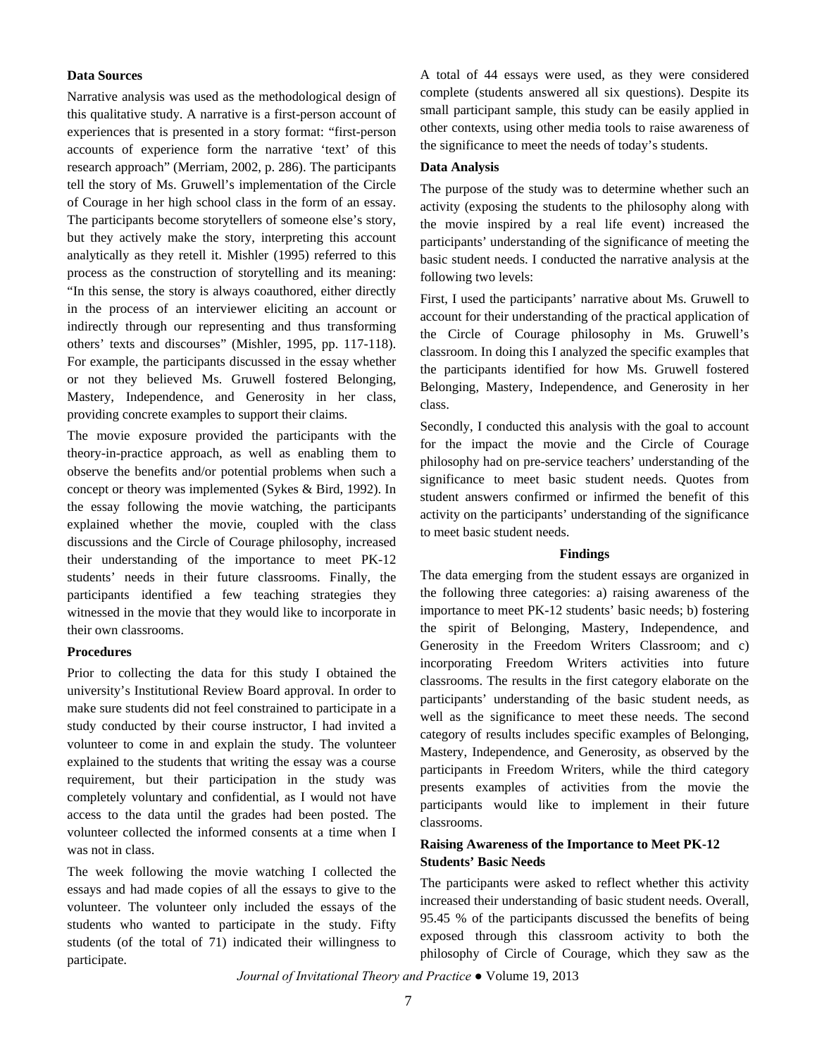### Data Sources

Narrative analysis was used as the methodological design of this qualitative study. A narrative is a first-person account of experiences that is presented in a story format: "first-person accounts of experience form the narrative 'text' of this research approach" (Merriam, 2002, p. 286). The participants tell the story of Ms. Gruwell's implementation of the Circle of Courage in her high school class in the form of an essay. The participants become storytellers of someone else's story, but they actively make the story, interpreting this account analytically as they retell it. Mishler (1995) referred to this process as the construction of storytelling and its meaning: "In this sense, the story is always coauthored, either directly in the process of an interviewer eliciting an account or indirectly through our representing and thus transforming others' texts and discourses" (Mishler, 1995, pp. 117-118). For example, the participants discussed in the essay whether or not they believed Ms. Gruwell fostered Belonging, Mastery, Independence, and Generosity in her class, providing concrete examples to support their claims.

The movie exposure provided the participants with the theory-in-practice approach, as well as enabling them to observe the benefits and/or potential problems when such a concept or theory was implemented (Sykes & Bird, 1992). In the essay following the movie watching, the participants explained whether the movie, coupled with the class discussions and the Circle of Courage philosophy, increased their understanding of the importance to meet PK-12 students' needs in their future classrooms. Finally, the participants identified a few teaching strategies they witnessed in the movie that they would like to incorporate in their own classrooms.

### Procedures

Prior to collecting the data for this study I obtained the university's Institutional Review Board approval. In order to make sure students did not feel constrained to participate in a study conducted by their course instructor, I had invited a volunteer to come in and explain the study. The volunteer explained to the students that writing the essay was a course requirement, but their participation in the study was completely voluntary and confidential, as I would not have access to the data until the grades had been posted. The volunteer collected the informed consents at a time when I was not in class.

The week following the movie watching I collected the essays and had made copies of all the essays to give to the volunteer. The volunteer only included the essays of the students who wanted to participate in the study. Fifty students (of the total of 71) indicated their willingness to participate.

A total of 44 essays were used, as they were considered complete (students answered all six questions). Despite its small participant sample, this study can be easily applied in other contexts, using other media tools to raise awareness of the significance to meet the needs of today's students.

### Data Analysis

The purpose of the study was to determine whether such an activity (exposing the students to the philosophy along with the movie inspired by a real life event) increased the participants' understanding of the significance of meeting the basic student needs. I conducted the narrative analysis at the following two levels:

First, I used the participants' narrative about Ms. Gruwell to account for their understanding of the practical application of the Circle of Courage philosophy in Ms. Gruwell's classroom. In doing this I analyzed the specific examples that the participants identified for how Ms. Gruwell fostered Belonging, Mastery, Independence, and Generosity in her class.

Secondly, I conducted this analysis with the goal to account for the impact the movie and the Circle of Courage philosophy had on pre-service teachers' understanding of the significance to meet basic student needs. Quotes from student answers confirmed or infirmed the benefit of this activity on the participants' understanding of the significance to meet basic student needs.

## Findings

The data emerging from the student essays are organized in the following three categories: a) raising awareness of the importance to meet PK-12 students' basic needs; b) fostering the spirit of Belonging, Mastery, Independence, and Generosity in the Freedom Writers Classroom; and c) incorporating Freedom Writers activities into future classrooms. The results in the first category elaborate on the participants' understanding of the basic student needs, as well as the significance to meet these needs. The second category of results includes specific examples of Belonging, Mastery, Independence, and Generosity, as observed by the participants in Freedom Writers, while the third category presents examples of activities from the movie the participants would like to implement in their future classrooms.

### Raising Awareness of the Importance to Meet PK-12 Students' Basic Needs

The participants were asked to reflect whether this activity increased their understanding of basic student needs. Overall, 95.45 % of the participants discussed the benefits of being exposed through this classroom activity to both the philosophy of Circle of Courage, which they saw as the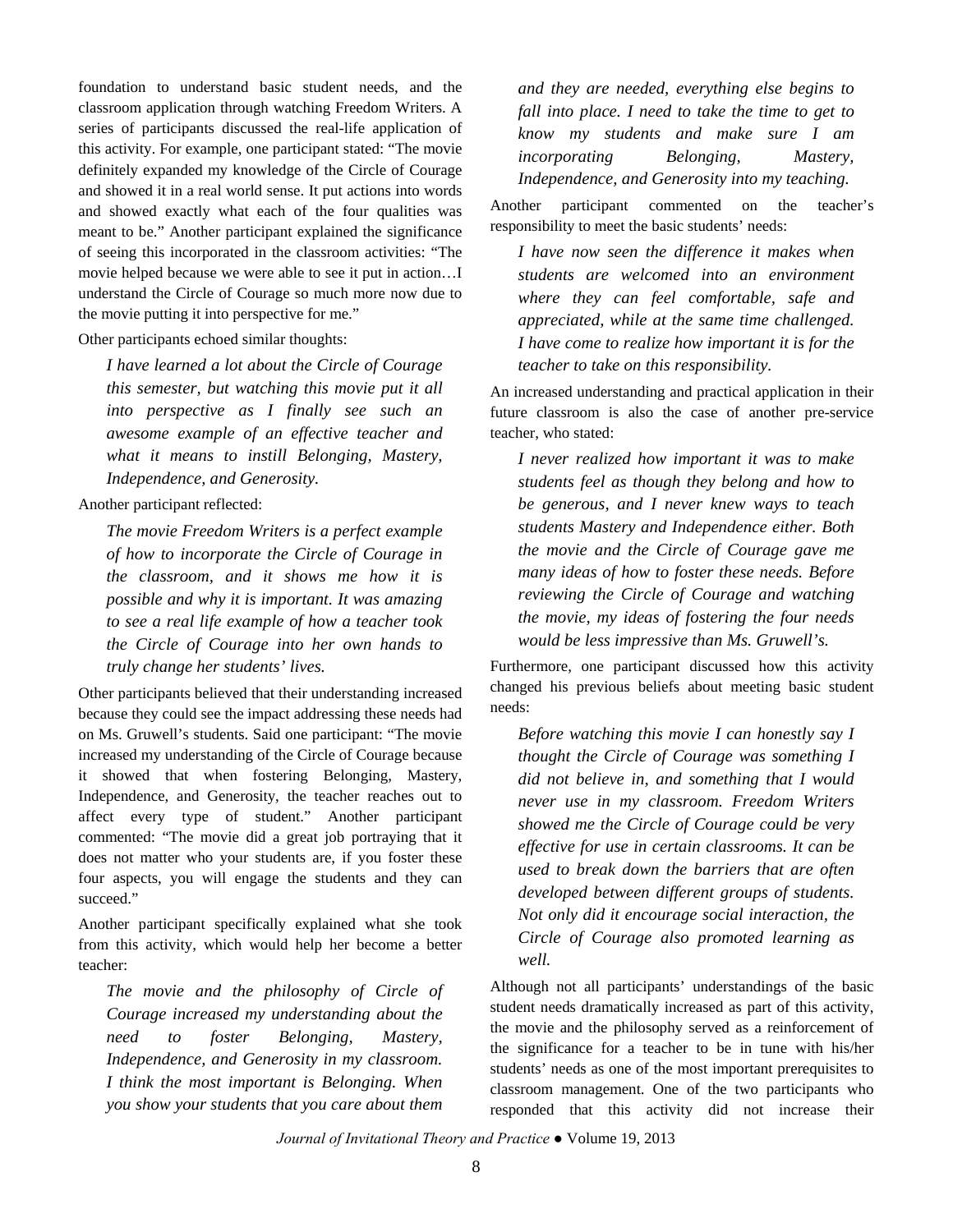foundation to understand basic student needs, and the classroom application through watching Freedom Writers. A series of participants discussed the real-life application of this activity. For example, one participant stated: "The movie definitely expanded my knowledge of the Circle of Courage and showed it in a real world sense. It put actions into words and showed exactly what each of the four qualities was meant to be." Another participant explained the significance of seeing this incorporated in the classroom activities: "The movie helped because we were able to see it put in action…I understand the Circle of Courage so much more now due to the movie putting it into perspective for me."

Other participants echoed similar thoughts:

> *I have learned a lot about the Circle of Courage this semester, but watching this movie put it all into perspective as I finally see such an awesome example of an effective teacher and what it means to instill Belonging, Mastery, Independence, and Generosity.*

Another participant reflected:

> *The movie Freedom Writers is a perfect example of how to incorporate the Circle of Courage in the classroom, and it shows me how it is possible and why it is important. It was amazing to see a real life example of how a teacher took the Circle of Courage into her own hands to truly change her students' lives.*

Other participants believed that their understanding increased because they could see the impact addressing these needs had on Ms. Gruwell's students. Said one participant: "The movie increased my understanding of the Circle of Courage because it showed that when fostering Belonging, Mastery, Independence, and Generosity, the teacher reaches out to affect every type of student." Another participant commented: "The movie did a great job portraying that it does not matter who your students are, if you foster these four aspects, you will engage the students and they can succeed."

Another participant specifically explained what she took from this activity, which would help her become a better teacher:

> *The movie and the philosophy of Circle of Courage increased my understanding about the need to foster Belonging, Mastery, Independence, and Generosity in my classroom. I think the most important is Belonging. When you show your students that you care about them and they are needed, everything else begins to fall into place. I need to take the time to get to know my students and make sure I am incorporating Belonging, Mastery, Independence, and Generosity into my teaching.*

Another participant commented on the teacher's responsibility to meet the basic students' needs:

> *I have now seen the difference it makes when students are welcomed into an environment where they can feel comfortable, safe and appreciated, while at the same time challenged. I have come to realize how important it is for the teacher to take on this responsibility.*

An increased understanding and practical application in their future classroom is also the case of another pre-service teacher, who stated:

> *I never realized how important it was to make students feel as though they belong and how to be generous, and I never knew ways to teach students Mastery and Independence either. Both the movie and the Circle of Courage gave me many ideas of how to foster these needs. Before reviewing the Circle of Courage and watching the movie, my ideas of fostering the four needs would be less impressive than Ms. Gruwell's.*

Furthermore, one participant discussed how this activity changed his previous beliefs about meeting basic student needs:

> *Before watching this movie I can honestly say I thought the Circle of Courage was something I did not believe in, and something that I would never use in my classroom. Freedom Writers showed me the Circle of Courage could be very effective for use in certain classrooms. It can be used to break down the barriers that are often developed between different groups of students. Not only did it encourage social interaction, the Circle of Courage also promoted learning as well.*

Although not all participants' understandings of the basic student needs dramatically increased as part of this activity, the movie and the philosophy served as a reinforcement of the significance for a teacher to be in tune with his/her students' needs as one of the most important prerequisites to classroom management. One of the two participants who responded that this activity did not increase their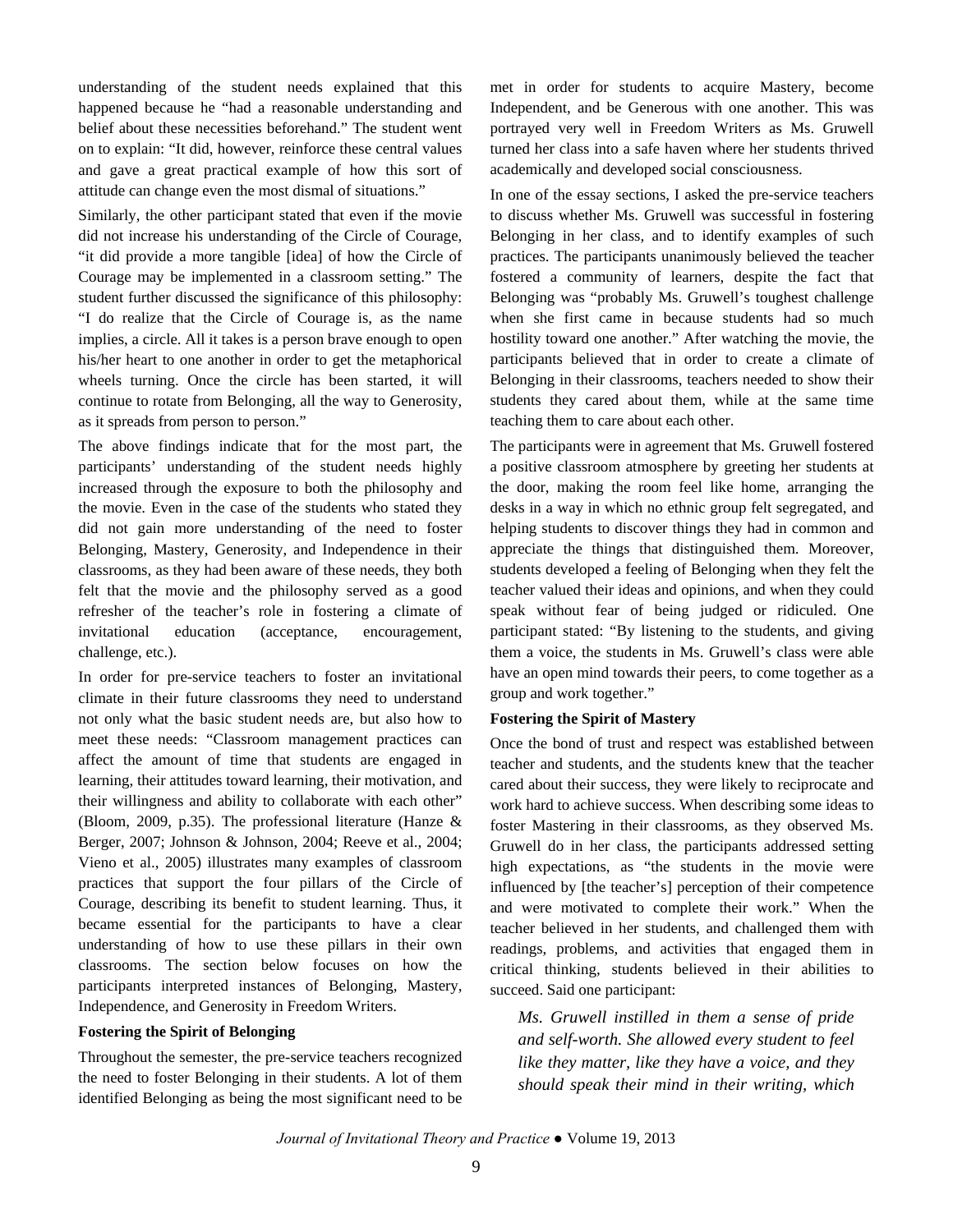understanding of the student needs explained that this happened because he "had a reasonable understanding and belief about these necessities beforehand." The student went on to explain: "It did, however, reinforce these central values and gave a great practical example of how this sort of attitude can change even the most dismal of situations."

Similarly, the other participant stated that even if the movie did not increase his understanding of the Circle of Courage, "it did provide a more tangible [idea] of how the Circle of Courage may be implemented in a classroom setting." The student further discussed the significance of this philosophy: "I do realize that the Circle of Courage is, as the name implies, a circle. All it takes is a person brave enough to open his/her heart to one another in order to get the metaphorical wheels turning. Once the circle has been started, it will continue to rotate from Belonging, all the way to Generosity, as it spreads from person to person."

The above findings indicate that for the most part, the participants' understanding of the student needs highly increased through the exposure to both the philosophy and the movie. Even in the case of the students who stated they did not gain more understanding of the need to foster Belonging, Mastery, Generosity, and Independence in their classrooms, as they had been aware of these needs, they both felt that the movie and the philosophy served as a good refresher of the teacher's role in fostering a climate of invitational education (acceptance, encouragement, challenge, etc.).

In order for pre-service teachers to foster an invitational climate in their future classrooms they need to understand not only what the basic student needs are, but also how to meet these needs: "Classroom management practices can affect the amount of time that students are engaged in learning, their attitudes toward learning, their motivation, and their willingness and ability to collaborate with each other" (Bloom, 2009, p.35). The professional literature (Hanze & Berger, 2007; Johnson & Johnson, 2004; Reeve et al., 2004; Vieno et al., 2005) illustrates many examples of classroom practices that support the four pillars of the Circle of Courage, describing its benefit to student learning. Thus, it became essential for the participants to have a clear understanding of how to use these pillars in their own classrooms. The section below focuses on how the participants interpreted instances of Belonging, Mastery, Independence, and Generosity in Freedom Writers.

**Fostering the Spirit of Belonging**

Throughout the semester, the pre-service teachers recognized the need to foster Belonging in their students. A lot of them identified Belonging as being the most significant need to be met in order for students to acquire Mastery, become Independent, and be Generous with one another. This was portrayed very well in Freedom Writers as Ms. Gruwell turned her class into a safe haven where her students thrived academically and developed social consciousness.

In one of the essay sections, I asked the pre-service teachers to discuss whether Ms. Gruwell was successful in fostering Belonging in her class, and to identify examples of such practices. The participants unanimously believed the teacher fostered a community of learners, despite the fact that Belonging was "probably Ms. Gruwell's toughest challenge when she first came in because students had so much hostility toward one another." After watching the movie, the participants believed that in order to create a climate of Belonging in their classrooms, teachers needed to show their students they cared about them, while at the same time teaching them to care about each other.

The participants were in agreement that Ms. Gruwell fostered a positive classroom atmosphere by greeting her students at the door, making the room feel like home, arranging the desks in a way in which no ethnic group felt segregated, and helping students to discover things they had in common and appreciate the things that distinguished them. Moreover, students developed a feeling of Belonging when they felt the teacher valued their ideas and opinions, and when they could speak without fear of being judged or ridiculed. One participant stated: "By listening to the students, and giving them a voice, the students in Ms. Gruwell's class were able have an open mind towards their peers, to come together as a group and work together."

**Fostering the Spirit of Mastery**

Once the bond of trust and respect was established between teacher and students, and the students knew that the teacher cared about their success, they were likely to reciprocate and work hard to achieve success. When describing some ideas to foster Mastering in their classrooms, as they observed Ms. Gruwell do in her class, the participants addressed setting high expectations, as "the students in the movie were influenced by [the teacher's] perception of their competence and were motivated to complete their work." When the teacher believed in her students, and challenged them with readings, problems, and activities that engaged them in critical thinking, students believed in their abilities to succeed. Said one participant:

> *Ms. Gruwell instilled in them a sense of pride and self-worth. She allowed every student to feel like they matter, like they have a voice, and they should speak their mind in their writing, which*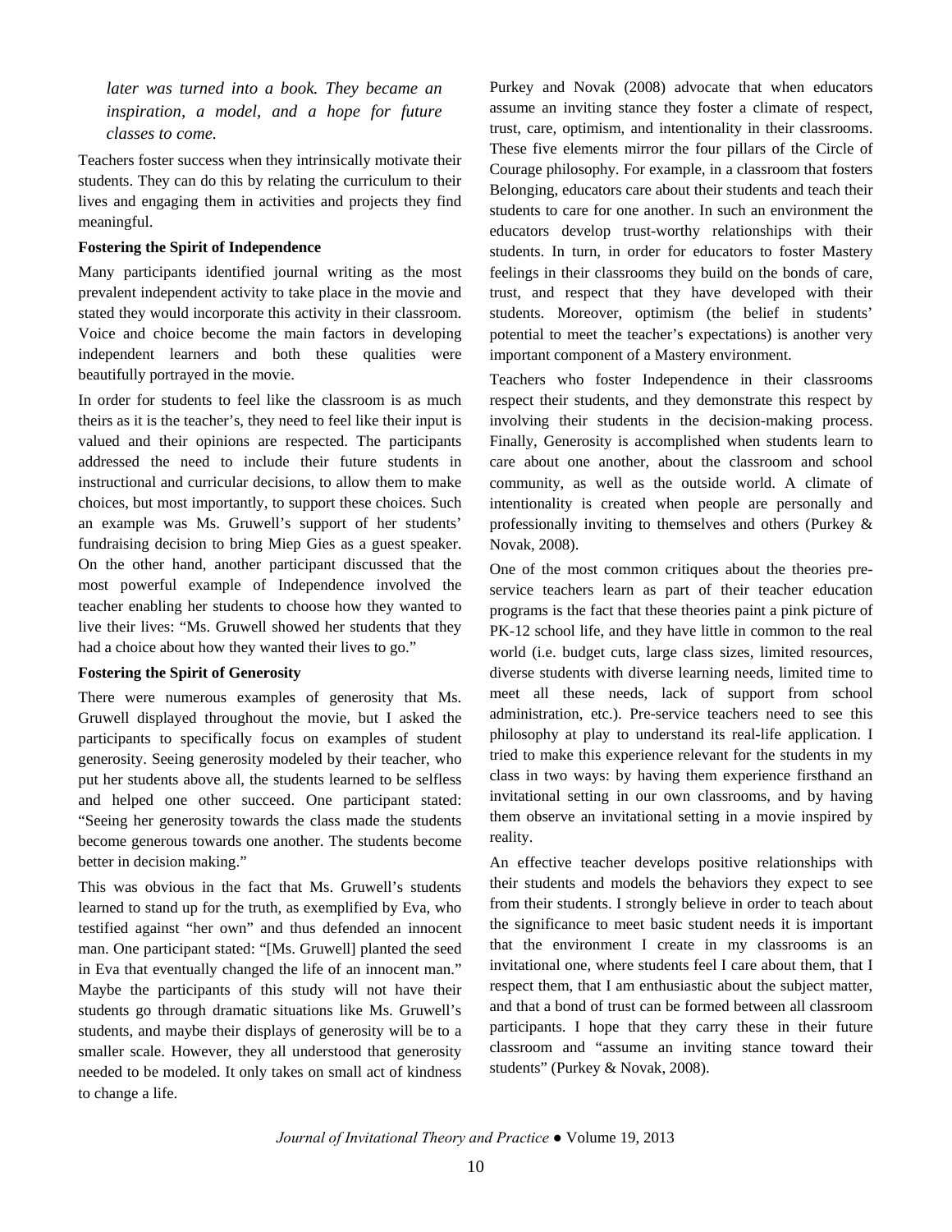*later was turned into a book. They became an inspiration, a model, and a hope for future classes to come.*

Teachers foster success when they intrinsically motivate their students. They can do this by relating the curriculum to their lives and engaging them in activities and projects they find meaningful.

**Fostering the Spirit of Independence**

Many participants identified journal writing as the most prevalent independent activity to take place in the movie and stated they would incorporate this activity in their classroom. Voice and choice become the main factors in developing independent learners and both these qualities were beautifully portrayed in the movie.

In order for students to feel like the classroom is as much theirs as it is the teacher's, they need to feel like their input is valued and their opinions are respected. The participants addressed the need to include their future students in instructional and curricular decisions, to allow them to make choices, but most importantly, to support these choices. Such an example was Ms. Gruwell's support of her students' fundraising decision to bring Miep Gies as a guest speaker. On the other hand, another participant discussed that the most powerful example of Independence involved the teacher enabling her students to choose how they wanted to live their lives: "Ms. Gruwell showed her students that they had a choice about how they wanted their lives to go."

**Fostering the Spirit of Generosity**

There were numerous examples of generosity that Ms. Gruwell displayed throughout the movie, but I asked the participants to specifically focus on examples of student generosity. Seeing generosity modeled by their teacher, who put her students above all, the students learned to be selfless and helped one other succeed. One participant stated: "Seeing her generosity towards the class made the students become generous towards one another. The students become better in decision making."

This was obvious in the fact that Ms. Gruwell's students learned to stand up for the truth, as exemplified by Eva, who testified against "her own" and thus defended an innocent man. One participant stated: "[Ms. Gruwell] planted the seed in Eva that eventually changed the life of an innocent man." Maybe the participants of this study will not have their students go through dramatic situations like Ms. Gruwell's students, and maybe their displays of generosity will be to a smaller scale. However, they all understood that generosity needed to be modeled. It only takes on small act of kindness to change a life.

Purkey and Novak (2008) advocate that when educators assume an inviting stance they foster a climate of respect, trust, care, optimism, and intentionality in their classrooms. These five elements mirror the four pillars of the Circle of Courage philosophy. For example, in a classroom that fosters Belonging, educators care about their students and teach their students to care for one another. In such an environment the educators develop trust-worthy relationships with their students. In turn, in order for educators to foster Mastery feelings in their classrooms they build on the bonds of care, trust, and respect that they have developed with their students. Moreover, optimism (the belief in students' potential to meet the teacher's expectations) is another very important component of a Mastery environment.

Teachers who foster Independence in their classrooms respect their students, and they demonstrate this respect by involving their students in the decision-making process. Finally, Generosity is accomplished when students learn to care about one another, about the classroom and school community, as well as the outside world. A climate of intentionality is created when people are personally and professionally inviting to themselves and others (Purkey & Novak, 2008).

One of the most common critiques about the theories pre-service teachers learn as part of their teacher education programs is the fact that these theories paint a pink picture of PK-12 school life, and they have little in common to the real world (i.e. budget cuts, large class sizes, limited resources, diverse students with diverse learning needs, limited time to meet all these needs, lack of support from school administration, etc.). Pre-service teachers need to see this philosophy at play to understand its real-life application. I tried to make this experience relevant for the students in my class in two ways: by having them experience firsthand an invitational setting in our own classrooms, and by having them observe an invitational setting in a movie inspired by reality.

An effective teacher develops positive relationships with their students and models the behaviors they expect to see from their students. I strongly believe in order to teach about the significance to meet basic student needs it is important that the environment I create in my classrooms is an invitational one, where students feel I care about them, that I respect them, that I am enthusiastic about the subject matter, and that a bond of trust can be formed between all classroom participants. I hope that they carry these in their future classroom and "assume an inviting stance toward their students" (Purkey & Novak, 2008).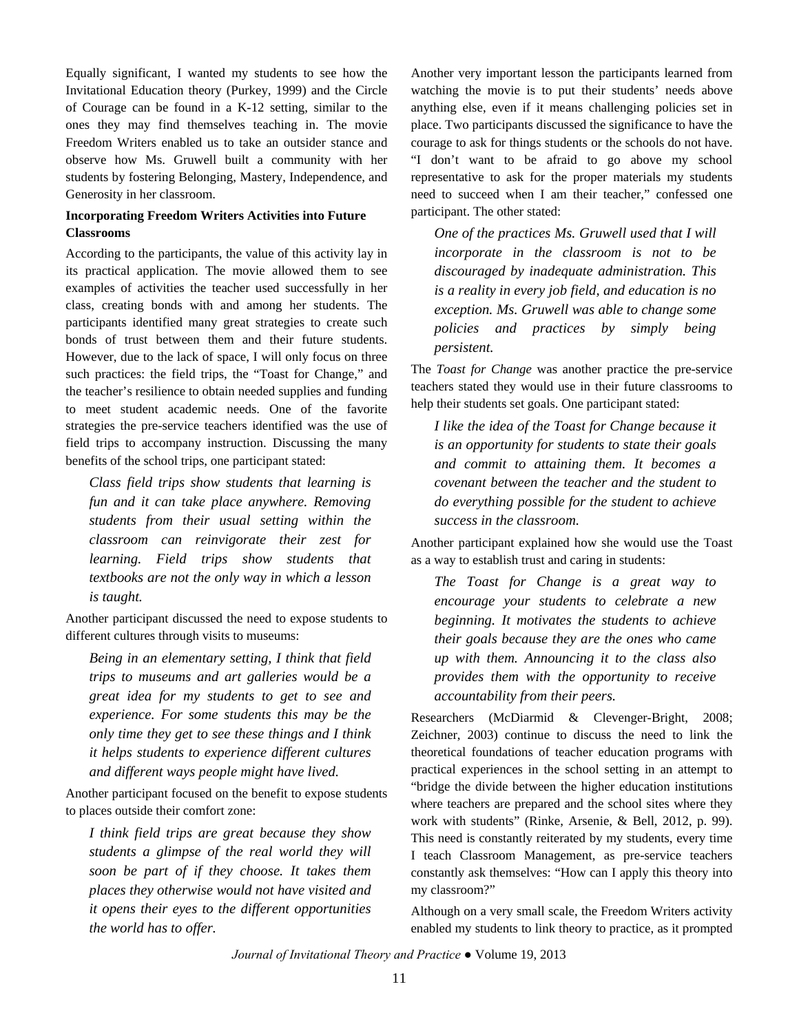Equally significant, I wanted my students to see how the Invitational Education theory (Purkey, 1999) and the Circle of Courage can be found in a K-12 setting, similar to the ones they may find themselves teaching in. The movie Freedom Writers enabled us to take an outsider stance and observe how Ms. Gruwell built a community with her students by fostering Belonging, Mastery, Independence, and Generosity in her classroom.

**Incorporating Freedom Writers Activities into Future Classrooms**

According to the participants, the value of this activity lay in its practical application. The movie allowed them to see examples of activities the teacher used successfully in her class, creating bonds with and among her students. The participants identified many great strategies to create such bonds of trust between them and their future students. However, due to the lack of space, I will only focus on three such practices: the field trips, the "Toast for Change," and the teacher's resilience to obtain needed supplies and funding to meet student academic needs. One of the favorite strategies the pre-service teachers identified was the use of field trips to accompany instruction. Discussing the many benefits of the school trips, one participant stated:

> *Class field trips show students that learning is fun and it can take place anywhere. Removing students from their usual setting within the classroom can reinvigorate their zest for learning. Field trips show students that textbooks are not the only way in which a lesson is taught.*

Another participant discussed the need to expose students to different cultures through visits to museums:

> *Being in an elementary setting, I think that field trips to museums and art galleries would be a great idea for my students to get to see and experience. For some students this may be the only time they get to see these things and I think it helps students to experience different cultures and different ways people might have lived.*

Another participant focused on the benefit to expose students to places outside their comfort zone:

> *I think field trips are great because they show students a glimpse of the real world they will soon be part of if they choose. It takes them places they otherwise would not have visited and it opens their eyes to the different opportunities the world has to offer.*

Another very important lesson the participants learned from watching the movie is to put their students' needs above anything else, even if it means challenging policies set in place. Two participants discussed the significance to have the courage to ask for things students or the schools do not have. "I don't want to be afraid to go above my school representative to ask for the proper materials my students need to succeed when I am their teacher," confessed one participant. The other stated:

> *One of the practices Ms. Gruwell used that I will incorporate in the classroom is not to be discouraged by inadequate administration. This is a reality in every job field, and education is no exception. Ms. Gruwell was able to change some policies and practices by simply being persistent.*

The *Toast for Change* was another practice the pre-service teachers stated they would use in their future classrooms to help their students set goals. One participant stated:

> *I like the idea of the Toast for Change because it is an opportunity for students to state their goals and commit to attaining them. It becomes a covenant between the teacher and the student to do everything possible for the student to achieve success in the classroom.*

Another participant explained how she would use the Toast as a way to establish trust and caring in students:

> *The Toast for Change is a great way to encourage your students to celebrate a new beginning. It motivates the students to achieve their goals because they are the ones who came up with them. Announcing it to the class also provides them with the opportunity to receive accountability from their peers.*

Researchers (McDiarmid & Clevenger-Bright, 2008; Zeichner, 2003) continue to discuss the need to link the theoretical foundations of teacher education programs with practical experiences in the school setting in an attempt to "bridge the divide between the higher education institutions where teachers are prepared and the school sites where they work with students" (Rinke, Arsenie, & Bell, 2012, p. 99). This need is constantly reiterated by my students, every time I teach Classroom Management, as pre-service teachers constantly ask themselves: "How can I apply this theory into my classroom?"

Although on a very small scale, the Freedom Writers activity enabled my students to link theory to practice, as it prompted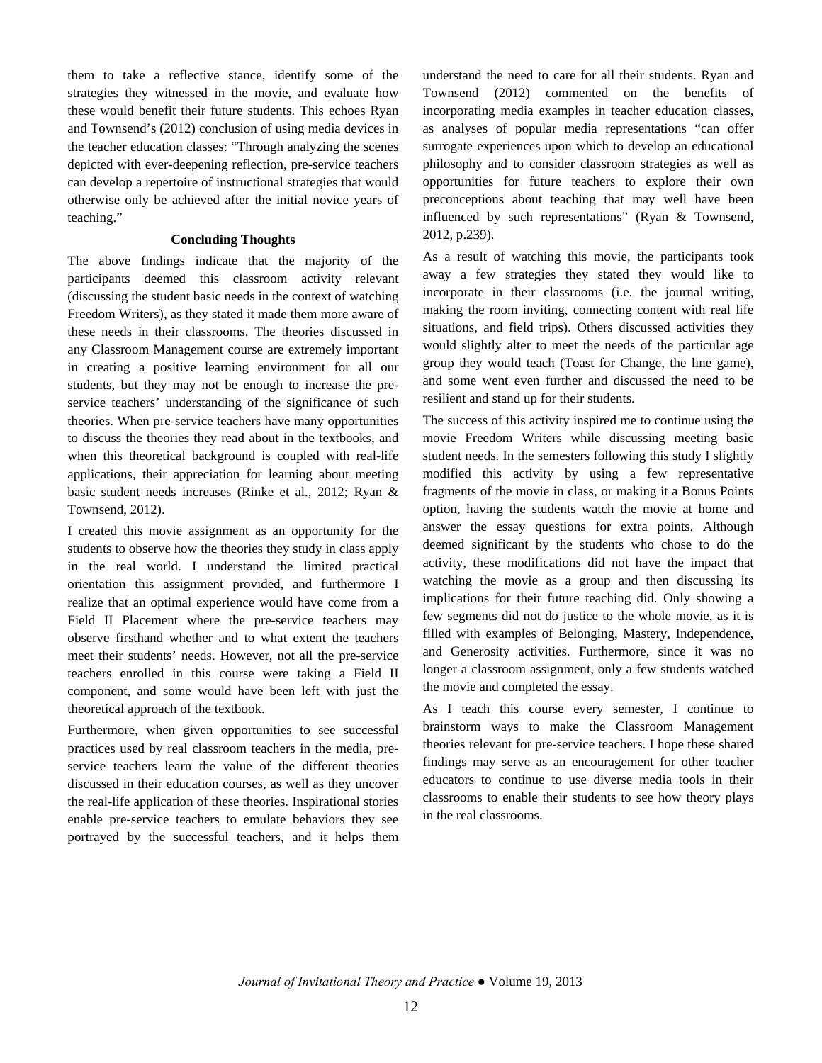them to take a reflective stance, identify some of the strategies they witnessed in the movie, and evaluate how these would benefit their future students. This echoes Ryan and Townsend's (2012) conclusion of using media devices in the teacher education classes: "Through analyzing the scenes depicted with ever-deepening reflection, pre-service teachers can develop a repertoire of instructional strategies that would otherwise only be achieved after the initial novice years of teaching."

### Concluding Thoughts

The above findings indicate that the majority of the participants deemed this classroom activity relevant (discussing the student basic needs in the context of watching Freedom Writers), as they stated it made them more aware of these needs in their classrooms. The theories discussed in any Classroom Management course are extremely important in creating a positive learning environment for all our students, but they may not be enough to increase the pre-service teachers' understanding of the significance of such theories. When pre-service teachers have many opportunities to discuss the theories they read about in the textbooks, and when this theoretical background is coupled with real-life applications, their appreciation for learning about meeting basic student needs increases (Rinke et al., 2012; Ryan & Townsend, 2012).

I created this movie assignment as an opportunity for the students to observe how the theories they study in class apply in the real world. I understand the limited practical orientation this assignment provided, and furthermore I realize that an optimal experience would have come from a Field II Placement where the pre-service teachers may observe firsthand whether and to what extent the teachers meet their students' needs. However, not all the pre-service teachers enrolled in this course were taking a Field II component, and some would have been left with just the theoretical approach of the textbook.

Furthermore, when given opportunities to see successful practices used by real classroom teachers in the media, pre-service teachers learn the value of the different theories discussed in their education courses, as well as they uncover the real-life application of these theories. Inspirational stories enable pre-service teachers to emulate behaviors they see portrayed by the successful teachers, and it helps them understand the need to care for all their students. Ryan and Townsend (2012) commented on the benefits of incorporating media examples in teacher education classes, as analyses of popular media representations "can offer surrogate experiences upon which to develop an educational philosophy and to consider classroom strategies as well as opportunities for future teachers to explore their own preconceptions about teaching that may well have been influenced by such representations" (Ryan & Townsend, 2012, p.239).

As a result of watching this movie, the participants took away a few strategies they stated they would like to incorporate in their classrooms (i.e. the journal writing, making the room inviting, connecting content with real life situations, and field trips). Others discussed activities they would slightly alter to meet the needs of the particular age group they would teach (Toast for Change, the line game), and some went even further and discussed the need to be resilient and stand up for their students.

The success of this activity inspired me to continue using the movie Freedom Writers while discussing meeting basic student needs. In the semesters following this study I slightly modified this activity by using a few representative fragments of the movie in class, or making it a Bonus Points option, having the students watch the movie at home and answer the essay questions for extra points. Although deemed significant by the students who chose to do the activity, these modifications did not have the impact that watching the movie as a group and then discussing its implications for their future teaching did. Only showing a few segments did not do justice to the whole movie, as it is filled with examples of Belonging, Mastery, Independence, and Generosity activities. Furthermore, since it was no longer a classroom assignment, only a few students watched the movie and completed the essay.

As I teach this course every semester, I continue to brainstorm ways to make the Classroom Management theories relevant for pre-service teachers. I hope these shared findings may serve as an encouragement for other teacher educators to continue to use diverse media tools in their classrooms to enable their students to see how theory plays in the real classrooms.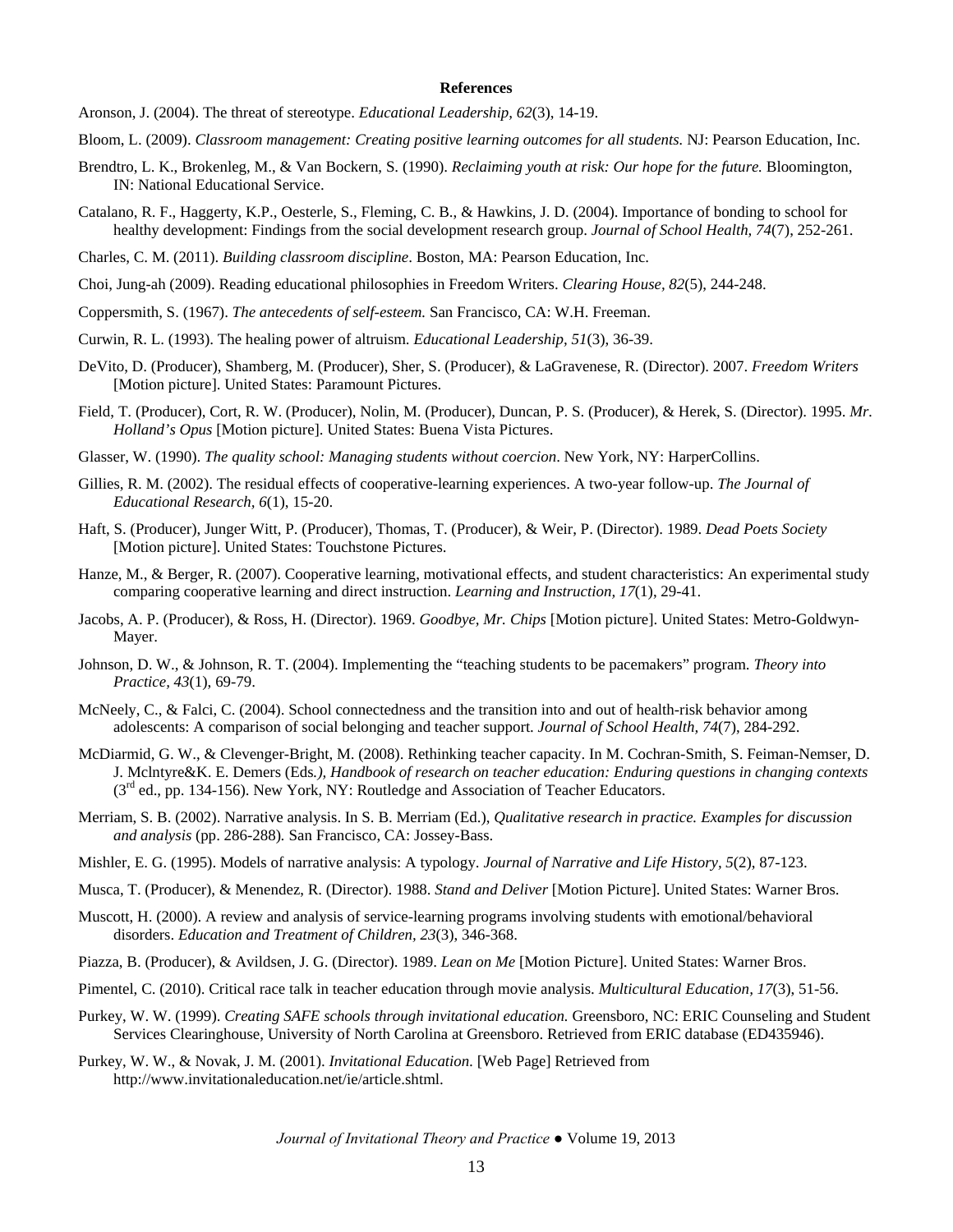## References

Aronson, J. (2004). The threat of stereotype. *Educational Leadership, 62*(3), 14-19.

Bloom, L. (2009). *Classroom management: Creating positive learning outcomes for all students.* NJ: Pearson Education, Inc.

Brendtro, L. K., Brokenleg, M., & Van Bockern, S. (1990). *Reclaiming youth at risk: Our hope for the future.* Bloomington, IN: National Educational Service.

Catalano, R. F., Haggerty, K.P., Oesterle, S., Fleming, C. B., & Hawkins, J. D. (2004). Importance of bonding to school for healthy development: Findings from the social development research group. *Journal of School Health, 74*(7), 252-261.

Charles, C. M. (2011). *Building classroom discipline*. Boston, MA: Pearson Education, Inc.

Choi, Jung-ah (2009). Reading educational philosophies in Freedom Writers. *Clearing House, 82*(5), 244-248.

Coppersmith, S. (1967). *The antecedents of self-esteem.* San Francisco, CA: W.H. Freeman.

Curwin, R. L. (1993). The healing power of altruism. *Educational Leadership, 51*(3), 36-39.

DeVito, D. (Producer), Shamberg, M. (Producer), Sher, S. (Producer), & LaGravenese, R. (Director). 2007. *Freedom Writers* [Motion picture]. United States: Paramount Pictures.

Field, T. (Producer), Cort, R. W. (Producer), Nolin, M. (Producer), Duncan, P. S. (Producer), & Herek, S. (Director). 1995. *Mr. Holland's Opus* [Motion picture]. United States: Buena Vista Pictures.

Glasser, W. (1990). *The quality school: Managing students without coercion*. New York, NY: HarperCollins.

Gillies, R. M. (2002). The residual effects of cooperative-learning experiences. A two-year follow-up. *The Journal of Educational Research, 6*(1), 15-20.

Haft, S. (Producer), Junger Witt, P. (Producer), Thomas, T. (Producer), & Weir, P. (Director). 1989. *Dead Poets Society* [Motion picture]. United States: Touchstone Pictures.

Hanze, M., & Berger, R. (2007). Cooperative learning, motivational effects, and student characteristics: An experimental study comparing cooperative learning and direct instruction. *Learning and Instruction, 17*(1), 29-41.

Jacobs, A. P. (Producer), & Ross, H. (Director). 1969. *Goodbye, Mr. Chips* [Motion picture]. United States: Metro-Goldwyn-Mayer.

Johnson, D. W., & Johnson, R. T. (2004). Implementing the "teaching students to be pacemakers" program. *Theory into Practice, 43*(1), 69-79.

McNeely, C., & Falci, C. (2004). School connectedness and the transition into and out of health-risk behavior among adolescents: A comparison of social belonging and teacher support. *Journal of School Health, 74*(7), 284-292.

McDiarmid, G. W., & Clevenger-Bright, M. (2008). Rethinking teacher capacity. In M. Cochran-Smith, S. Feiman-Nemser, D. J. Mclntyre&K. E. Demers (Eds*.), Handbook of research on teacher education: Enduring questions in changing contexts* (3rd ed., pp. 134-156). New York, NY: Routledge and Association of Teacher Educators.

Merriam, S. B. (2002). Narrative analysis. In S. B. Merriam (Ed.), *Qualitative research in practice. Examples for discussion and analysis* (pp. 286-288)*.* San Francisco, CA: Jossey-Bass.

Mishler, E. G. (1995). Models of narrative analysis: A typology. *Journal of Narrative and Life History, 5*(2), 87-123.

Musca, T. (Producer), & Menendez, R. (Director). 1988. *Stand and Deliver* [Motion Picture]. United States: Warner Bros.

Muscott, H. (2000). A review and analysis of service-learning programs involving students with emotional/behavioral disorders. *Education and Treatment of Children, 23*(3), 346-368.

Piazza, B. (Producer), & Avildsen, J. G. (Director). 1989. *Lean on Me* [Motion Picture]. United States: Warner Bros.

Pimentel, C. (2010). Critical race talk in teacher education through movie analysis. *Multicultural Education, 17*(3), 51-56.

Purkey, W. W. (1999). *Creating SAFE schools through invitational education.* Greensboro, NC: ERIC Counseling and Student Services Clearinghouse, University of North Carolina at Greensboro. Retrieved from ERIC database (ED435946).

Purkey, W. W., & Novak, J. M. (2001). *Invitational Education.* [Web Page] Retrieved from http://www.invitationaleducation.net/ie/article.shtml.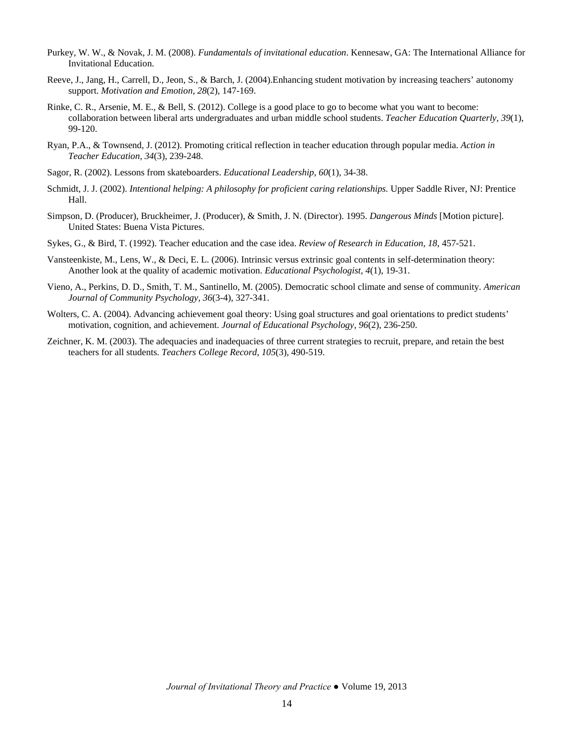Purkey, W. W., & Novak, J. M. (2008). *Fundamentals of invitational education*. Kennesaw, GA: The International Alliance for Invitational Education.

Reeve, J., Jang, H., Carrell, D., Jeon, S., & Barch, J. (2004).Enhancing student motivation by increasing teachers' autonomy support. *Motivation and Emotion, 28*(2), 147-169.

Rinke, C. R., Arsenie, M. E., & Bell, S. (2012). College is a good place to go to become what you want to become: collaboration between liberal arts undergraduates and urban middle school students. *Teacher Education Quarterly, 39*(1), 99-120.

Ryan, P.A., & Townsend, J. (2012). Promoting critical reflection in teacher education through popular media. *Action in Teacher Education, 34*(3), 239-248.

Sagor, R. (2002). Lessons from skateboarders. *Educational Leadership, 60*(1), 34-38.

Schmidt, J. J. (2002). *Intentional helping: A philosophy for proficient caring relationships.* Upper Saddle River, NJ: Prentice Hall.

Simpson, D. (Producer), Bruckheimer, J. (Producer), & Smith, J. N. (Director). 1995. *Dangerous Minds* [Motion picture]. United States: Buena Vista Pictures.

Sykes, G., & Bird, T. (1992). Teacher education and the case idea. *Review of Research in Education, 18*, 457-521.

Vansteenkiste, M., Lens, W., & Deci, E. L. (2006). Intrinsic versus extrinsic goal contents in self-determination theory: Another look at the quality of academic motivation. *Educational Psychologist, 4*(1), 19-31.

Vieno, A., Perkins, D. D., Smith, T. M., Santinello, M. (2005). Democratic school climate and sense of community. *American Journal of Community Psychology, 36*(3-4), 327-341.

Wolters, C. A. (2004). Advancing achievement goal theory: Using goal structures and goal orientations to predict students' motivation, cognition, and achievement. *Journal of Educational Psychology, 96*(2), 236-250.

Zeichner, K. M. (2003). The adequacies and inadequacies of three current strategies to recruit, prepare, and retain the best teachers for all students. *Teachers College Record, 105*(3), 490-519.